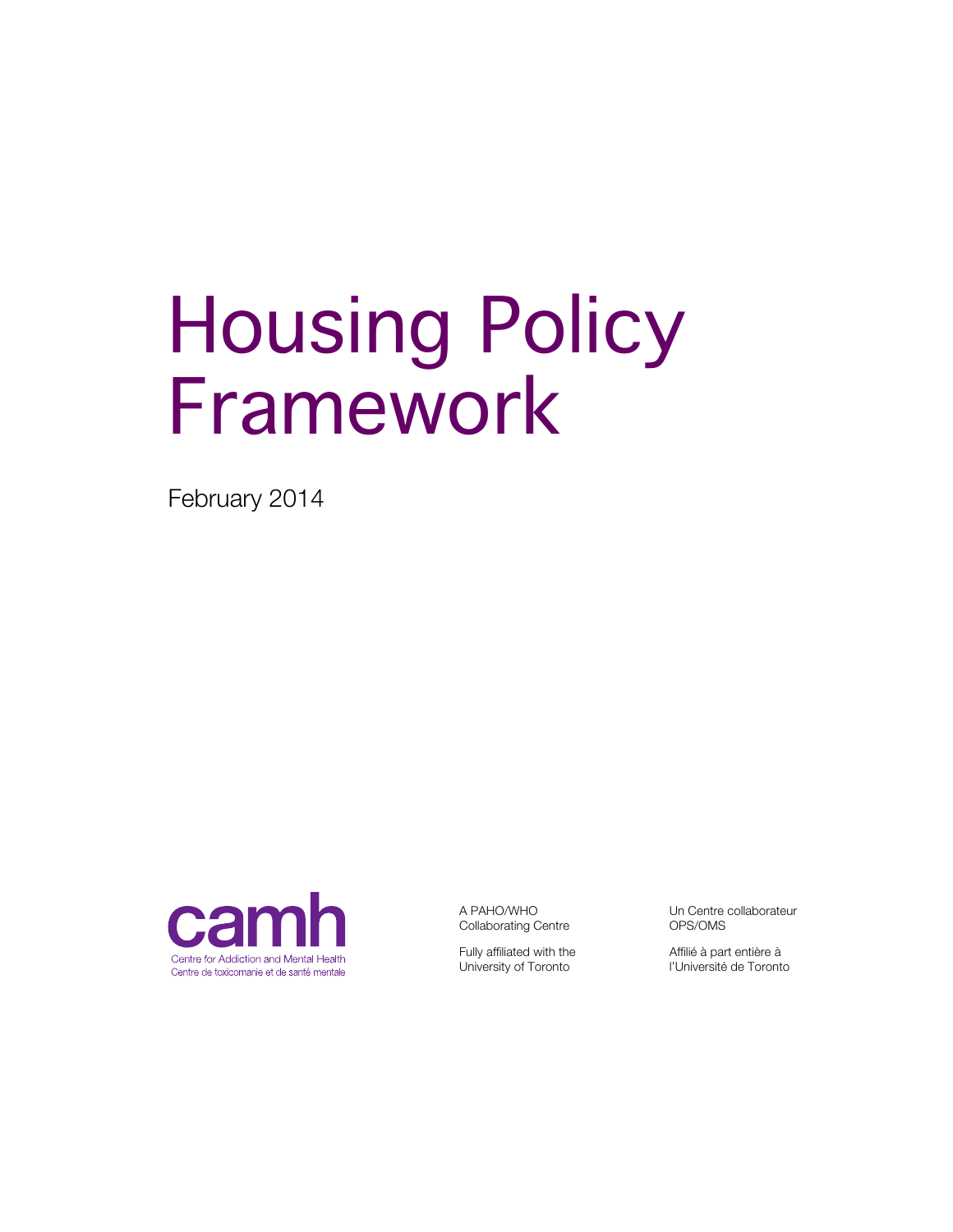# Housing Policy Framework

February 2014

camh

Centre for Addiction and Mental Health
Centre de toxicomanie et de santé mentale

A PAHO/WHO Collaborating Centre

Fully affiliated with the University of Toronto

Un Centre collaborateur OPS/OMS

Affilié à part entière à l'Université de Toronto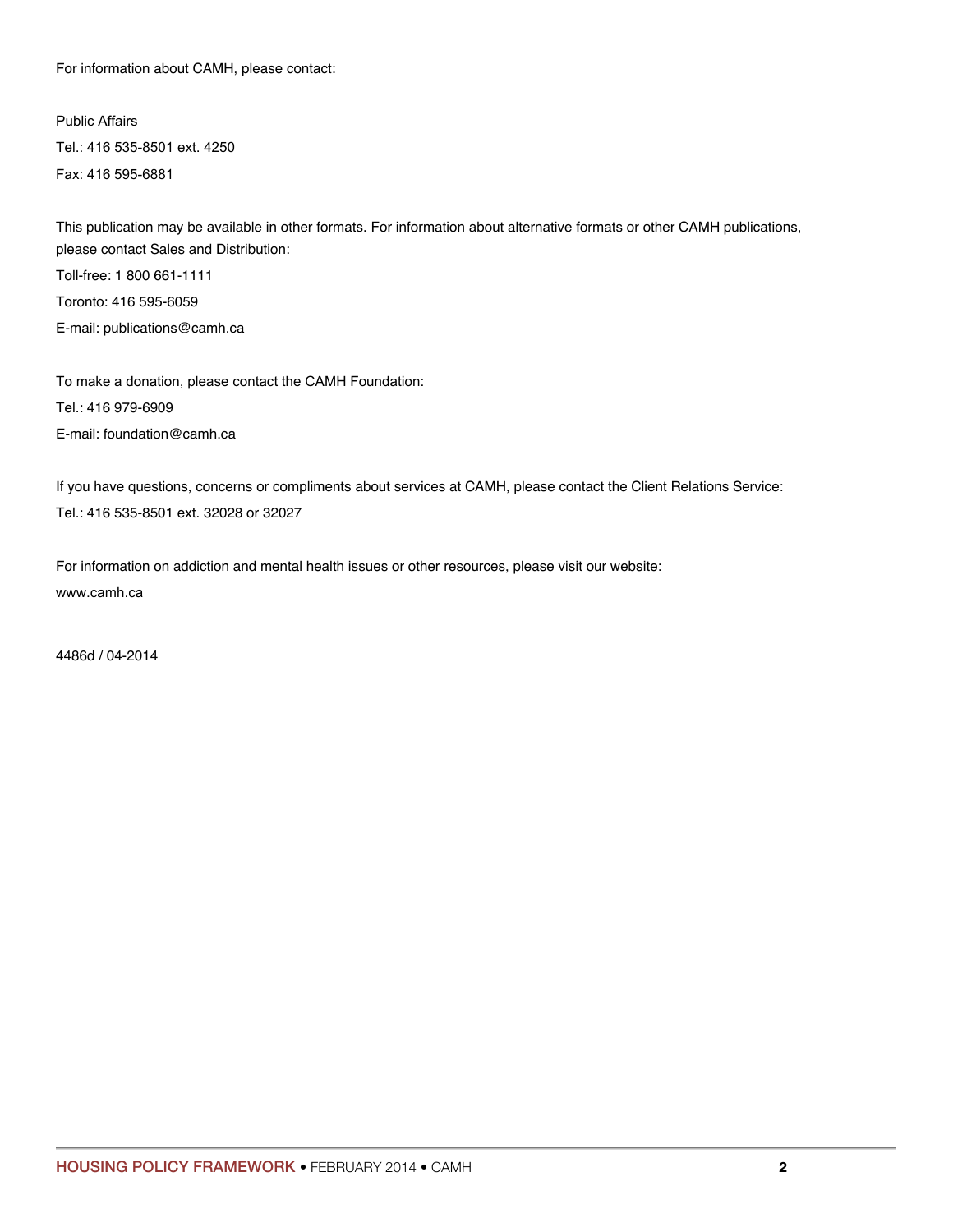For information about CAMH, please contact:

Public Affairs
Tel.: 416 535-8501 ext. 4250
Fax: 416 595-6881

This publication may be available in other formats. For information about alternative formats or other CAMH publications, please contact Sales and Distribution:
Toll-free: 1 800 661-1111
Toronto: 416 595-6059
E-mail: publications@camh.ca

To make a donation, please contact the CAMH Foundation:
Tel.: 416 979-6909
E-mail: foundation@camh.ca

If you have questions, concerns or compliments about services at CAMH, please contact the Client Relations Service:
Tel.: 416 535-8501 ext. 32028 or 32027

For information on addiction and mental health issues or other resources, please visit our website:
www.camh.ca

4486d / 04-2014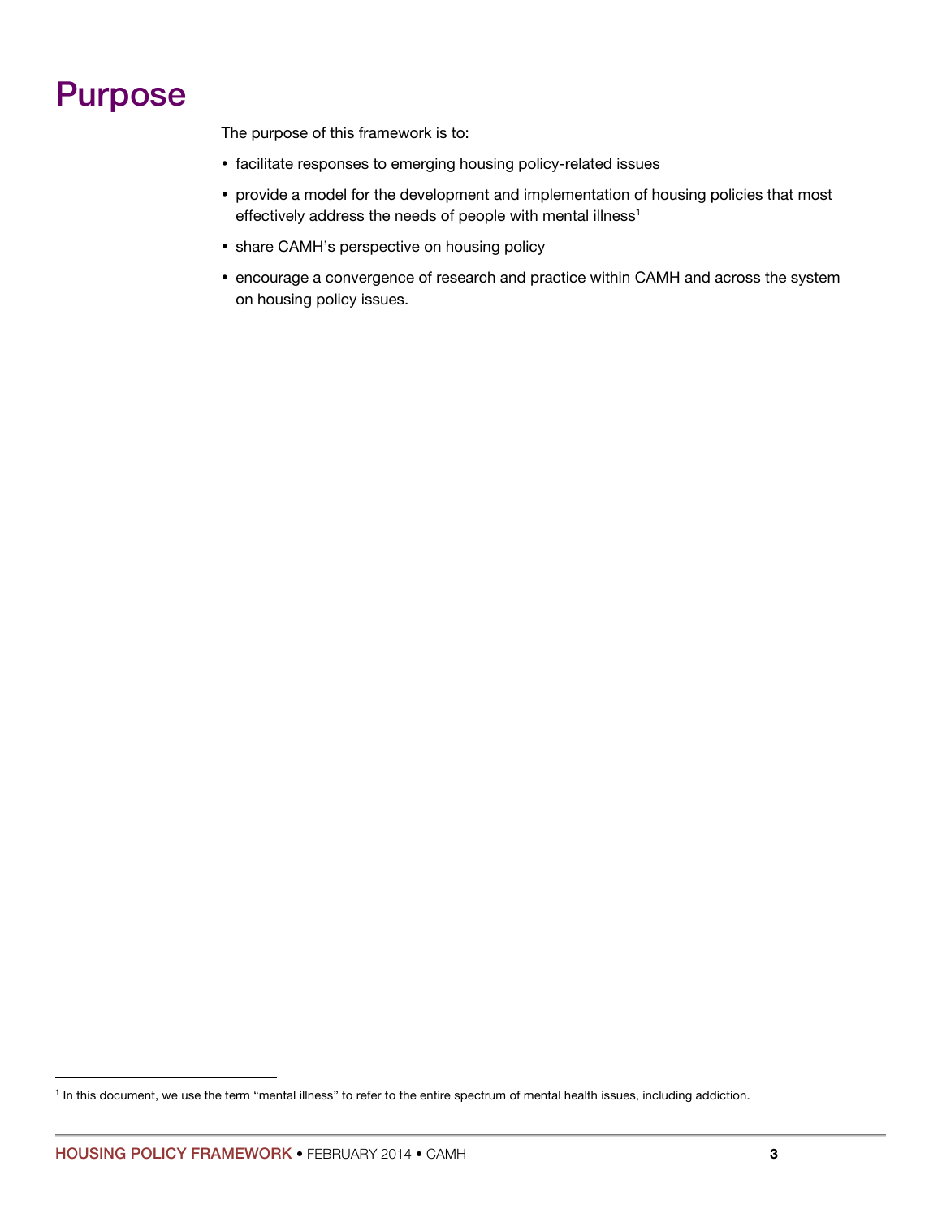# Purpose

The purpose of this framework is to:

- facilitate responses to emerging housing policy-related issues
- provide a model for the development and implementation of housing policies that most effectively address the needs of people with mental illness[1]
- share CAMH's perspective on housing policy
- encourage a convergence of research and practice within CAMH and across the system on housing policy issues.

[1] In this document, we use the term "mental illness" to refer to the entire spectrum of mental health issues, including addiction.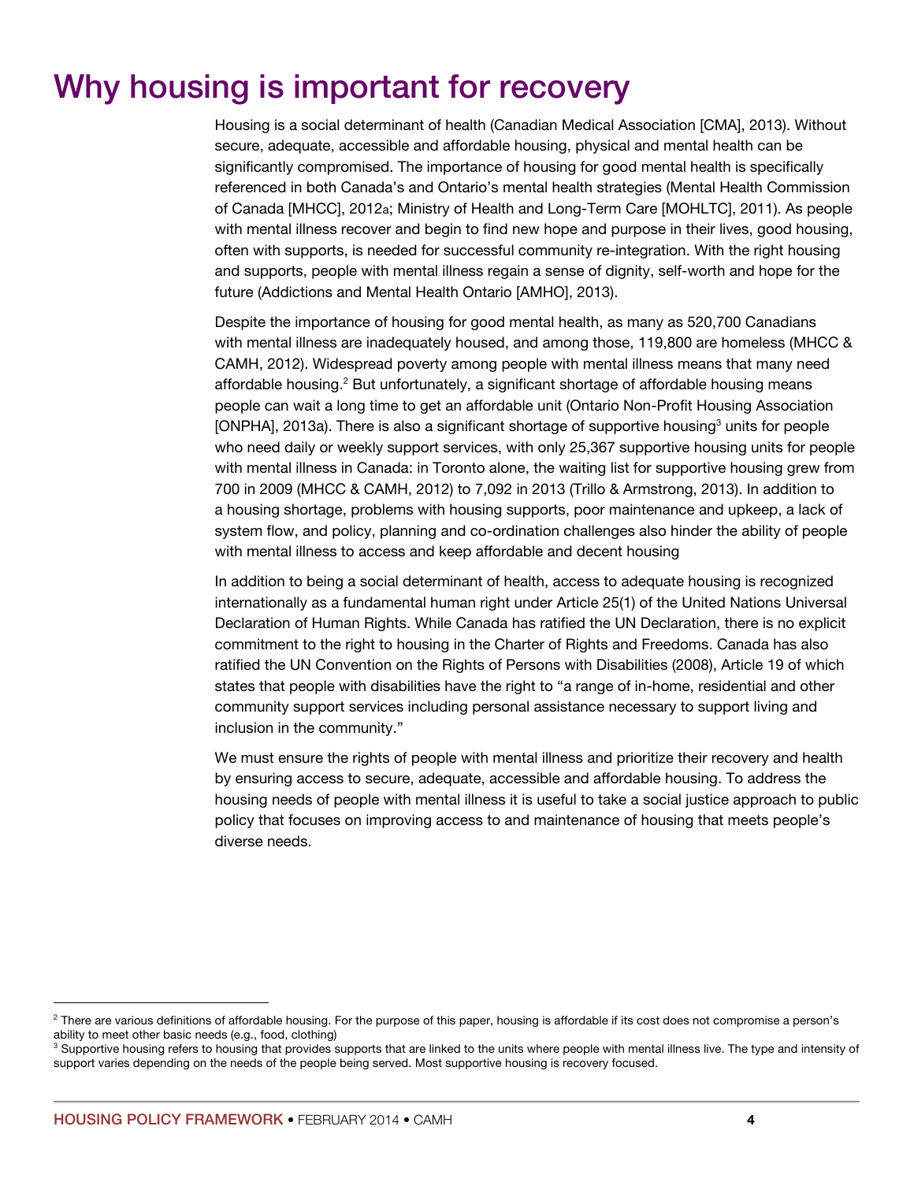# Why housing is important for recovery

Housing is a social determinant of health (Canadian Medical Association [CMA], 2013). Without secure, adequate, accessible and affordable housing, physical and mental health can be significantly compromised. The importance of housing for good mental health is specifically referenced in both Canada's and Ontario's mental health strategies (Mental Health Commission of Canada [MHCC], 2012a; Ministry of Health and Long-Term Care [MOHLTC], 2011). As people with mental illness recover and begin to find new hope and purpose in their lives, good housing, often with supports, is needed for successful community re-integration. With the right housing and supports, people with mental illness regain a sense of dignity, self-worth and hope for the future (Addictions and Mental Health Ontario [AMHO], 2013).

Despite the importance of housing for good mental health, as many as 520,700 Canadians with mental illness are inadequately housed, and among those, 119,800 are homeless (MHCC & CAMH, 2012). Widespread poverty among people with mental illness means that many need affordable housing.[2] But unfortunately, a significant shortage of affordable housing means people can wait a long time to get an affordable unit (Ontario Non-Profit Housing Association [ONPHA], 2013a). There is also a significant shortage of supportive housing[3] units for people who need daily or weekly support services, with only 25,367 supportive housing units for people with mental illness in Canada: in Toronto alone, the waiting list for supportive housing grew from 700 in 2009 (MHCC & CAMH, 2012) to 7,092 in 2013 (Trillo & Armstrong, 2013). In addition to a housing shortage, problems with housing supports, poor maintenance and upkeep, a lack of system flow, and policy, planning and co-ordination challenges also hinder the ability of people with mental illness to access and keep affordable and decent housing

In addition to being a social determinant of health, access to adequate housing is recognized internationally as a fundamental human right under Article 25(1) of the United Nations Universal Declaration of Human Rights. While Canada has ratified the UN Declaration, there is no explicit commitment to the right to housing in the Charter of Rights and Freedoms. Canada has also ratified the UN Convention on the Rights of Persons with Disabilities (2008), Article 19 of which states that people with disabilities have the right to "a range of in-home, residential and other community support services including personal assistance necessary to support living and inclusion in the community."

We must ensure the rights of people with mental illness and prioritize their recovery and health by ensuring access to secure, adequate, accessible and affordable housing. To address the housing needs of people with mental illness it is useful to take a social justice approach to public policy that focuses on improving access to and maintenance of housing that meets people's diverse needs.

---

[2] There are various definitions of affordable housing. For the purpose of this paper, housing is affordable if its cost does not compromise a person's ability to meet other basic needs (e.g., food, clothing)

[3] Supportive housing refers to housing that provides supports that are linked to the units where people with mental illness live. The type and intensity of support varies depending on the needs of the people being served. Most supportive housing is recovery focused.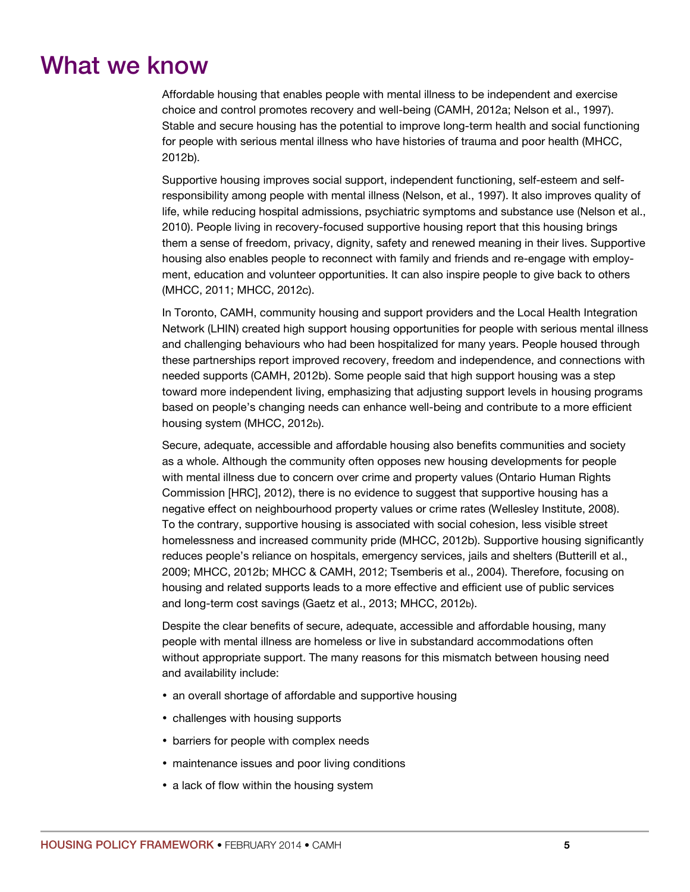# What we know

Affordable housing that enables people with mental illness to be independent and exercise choice and control promotes recovery and well-being (CAMH, 2012a; Nelson et al., 1997). Stable and secure housing has the potential to improve long-term health and social functioning for people with serious mental illness who have histories of trauma and poor health (MHCC, 2012b).

Supportive housing improves social support, independent functioning, self-esteem and self-responsibility among people with mental illness (Nelson, et al., 1997). It also improves quality of life, while reducing hospital admissions, psychiatric symptoms and substance use (Nelson et al., 2010). People living in recovery-focused supportive housing report that this housing brings them a sense of freedom, privacy, dignity, safety and renewed meaning in their lives. Supportive housing also enables people to reconnect with family and friends and re-engage with employment, education and volunteer opportunities. It can also inspire people to give back to others (MHCC, 2011; MHCC, 2012c).

In Toronto, CAMH, community housing and support providers and the Local Health Integration Network (LHIN) created high support housing opportunities for people with serious mental illness and challenging behaviours who had been hospitalized for many years. People housed through these partnerships report improved recovery, freedom and independence, and connections with needed supports (CAMH, 2012b). Some people said that high support housing was a step toward more independent living, emphasizing that adjusting support levels in housing programs based on people's changing needs can enhance well-being and contribute to a more efficient housing system (MHCC, 2012b).

Secure, adequate, accessible and affordable housing also benefits communities and society as a whole. Although the community often opposes new housing developments for people with mental illness due to concern over crime and property values (Ontario Human Rights Commission [HRC], 2012), there is no evidence to suggest that supportive housing has a negative effect on neighbourhood property values or crime rates (Wellesley Institute, 2008). To the contrary, supportive housing is associated with social cohesion, less visible street homelessness and increased community pride (MHCC, 2012b). Supportive housing significantly reduces people's reliance on hospitals, emergency services, jails and shelters (Butterill et al., 2009; MHCC, 2012b; MHCC & CAMH, 2012; Tsemberis et al., 2004). Therefore, focusing on housing and related supports leads to a more effective and efficient use of public services and long-term cost savings (Gaetz et al., 2013; MHCC, 2012b).

Despite the clear benefits of secure, adequate, accessible and affordable housing, many people with mental illness are homeless or live in substandard accommodations often without appropriate support. The many reasons for this mismatch between housing need and availability include:

- an overall shortage of affordable and supportive housing
- challenges with housing supports
- barriers for people with complex needs
- maintenance issues and poor living conditions
- a lack of flow within the housing system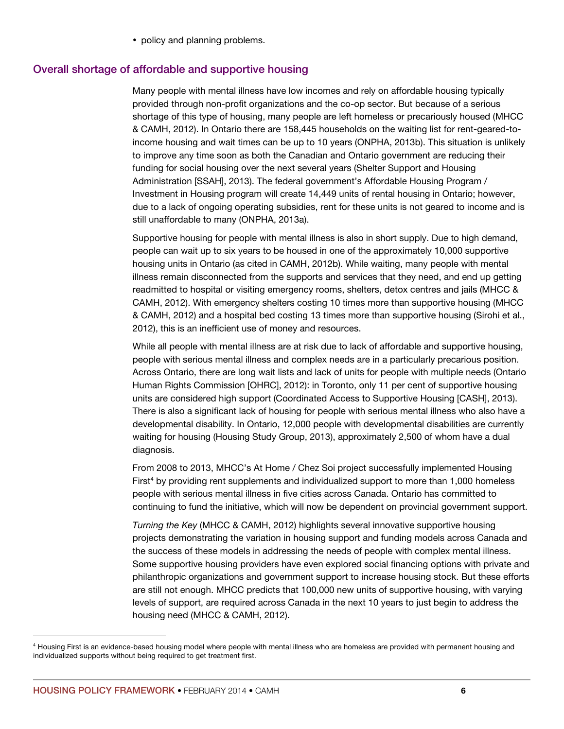- policy and planning problems.

## Overall shortage of affordable and supportive housing

Many people with mental illness have low incomes and rely on affordable housing typically provided through non-profit organizations and the co-op sector. But because of a serious shortage of this type of housing, many people are left homeless or precariously housed (MHCC & CAMH, 2012). In Ontario there are 158,445 households on the waiting list for rent-geared-to-income housing and wait times can be up to 10 years (ONPHA, 2013b). This situation is unlikely to improve any time soon as both the Canadian and Ontario government are reducing their funding for social housing over the next several years (Shelter Support and Housing Administration [SSAH], 2013). The federal government's Affordable Housing Program / Investment in Housing program will create 14,449 units of rental housing in Ontario; however, due to a lack of ongoing operating subsidies, rent for these units is not geared to income and is still unaffordable to many (ONPHA, 2013a).

Supportive housing for people with mental illness is also in short supply. Due to high demand, people can wait up to six years to be housed in one of the approximately 10,000 supportive housing units in Ontario (as cited in CAMH, 2012b). While waiting, many people with mental illness remain disconnected from the supports and services that they need, and end up getting readmitted to hospital or visiting emergency rooms, shelters, detox centres and jails (MHCC & CAMH, 2012). With emergency shelters costing 10 times more than supportive housing (MHCC & CAMH, 2012) and a hospital bed costing 13 times more than supportive housing (Sirohi et al., 2012), this is an inefficient use of money and resources.

While all people with mental illness are at risk due to lack of affordable and supportive housing, people with serious mental illness and complex needs are in a particularly precarious position. Across Ontario, there are long wait lists and lack of units for people with multiple needs (Ontario Human Rights Commission [OHRC], 2012): in Toronto, only 11 per cent of supportive housing units are considered high support (Coordinated Access to Supportive Housing [CASH], 2013). There is also a significant lack of housing for people with serious mental illness who also have a developmental disability. In Ontario, 12,000 people with developmental disabilities are currently waiting for housing (Housing Study Group, 2013), approximately 2,500 of whom have a dual diagnosis.

From 2008 to 2013, MHCC's At Home / Chez Soi project successfully implemented Housing First[4] by providing rent supplements and individualized support to more than 1,000 homeless people with serious mental illness in five cities across Canada. Ontario has committed to continuing to fund the initiative, which will now be dependent on provincial government support.

*Turning the Key* (MHCC & CAMH, 2012) highlights several innovative supportive housing projects demonstrating the variation in housing support and funding models across Canada and the success of these models in addressing the needs of people with complex mental illness. Some supportive housing providers have even explored social financing options with private and philanthropic organizations and government support to increase housing stock. But these efforts are still not enough. MHCC predicts that 100,000 new units of supportive housing, with varying levels of support, are required across Canada in the next 10 years to just begin to address the housing need (MHCC & CAMH, 2012).

---

[4] Housing First is an evidence-based housing model where people with mental illness who are homeless are provided with permanent housing and individualized supports without being required to get treatment first.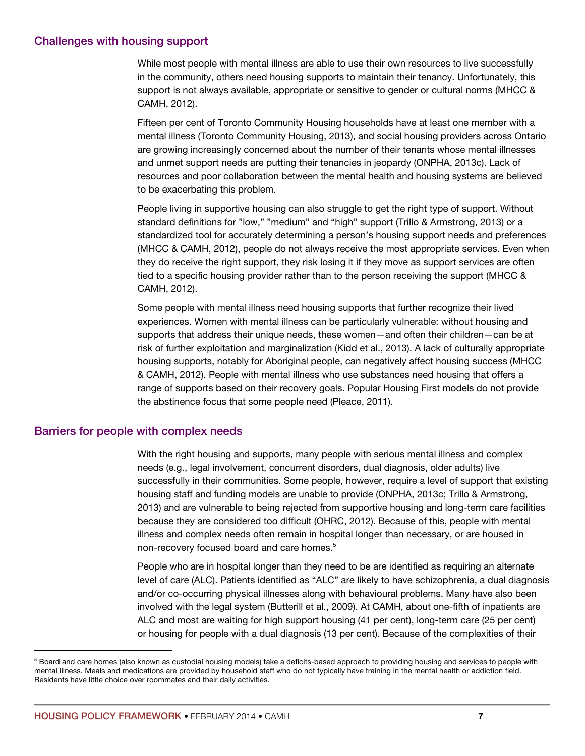## Challenges with housing support

While most people with mental illness are able to use their own resources to live successfully in the community, others need housing supports to maintain their tenancy. Unfortunately, this support is not always available, appropriate or sensitive to gender or cultural norms (MHCC & CAMH, 2012).

Fifteen per cent of Toronto Community Housing households have at least one member with a mental illness (Toronto Community Housing, 2013), and social housing providers across Ontario are growing increasingly concerned about the number of their tenants whose mental illnesses and unmet support needs are putting their tenancies in jeopardy (ONPHA, 2013c). Lack of resources and poor collaboration between the mental health and housing systems are believed to be exacerbating this problem.

People living in supportive housing can also struggle to get the right type of support. Without standard definitions for "low," "medium" and "high" support (Trillo & Armstrong, 2013) or a standardized tool for accurately determining a person's housing support needs and preferences (MHCC & CAMH, 2012), people do not always receive the most appropriate services. Even when they do receive the right support, they risk losing it if they move as support services are often tied to a specific housing provider rather than to the person receiving the support (MHCC & CAMH, 2012).

Some people with mental illness need housing supports that further recognize their lived experiences. Women with mental illness can be particularly vulnerable: without housing and supports that address their unique needs, these women—and often their children—can be at risk of further exploitation and marginalization (Kidd et al., 2013). A lack of culturally appropriate housing supports, notably for Aboriginal people, can negatively affect housing success (MHCC & CAMH, 2012). People with mental illness who use substances need housing that offers a range of supports based on their recovery goals. Popular Housing First models do not provide the abstinence focus that some people need (Pleace, 2011).

## Barriers for people with complex needs

With the right housing and supports, many people with serious mental illness and complex needs (e.g., legal involvement, concurrent disorders, dual diagnosis, older adults) live successfully in their communities. Some people, however, require a level of support that existing housing staff and funding models are unable to provide (ONPHA, 2013c; Trillo & Armstrong, 2013) and are vulnerable to being rejected from supportive housing and long-term care facilities because they are considered too difficult (OHRC, 2012). Because of this, people with mental illness and complex needs often remain in hospital longer than necessary, or are housed in non-recovery focused board and care homes.[5]

People who are in hospital longer than they need to be are identified as requiring an alternate level of care (ALC). Patients identified as "ALC" are likely to have schizophrenia, a dual diagnosis and/or co-occurring physical illnesses along with behavioural problems. Many have also been involved with the legal system (Butterill et al., 2009). At CAMH, about one-fifth of inpatients are ALC and most are waiting for high support housing (41 per cent), long-term care (25 per cent) or housing for people with a dual diagnosis (13 per cent). Because of the complexities of their

---

[5] Board and care homes (also known as custodial housing models) take a deficits-based approach to providing housing and services to people with mental illness. Meals and medications are provided by household staff who do not typically have training in the mental health or addiction field. Residents have little choice over roommates and their daily activities.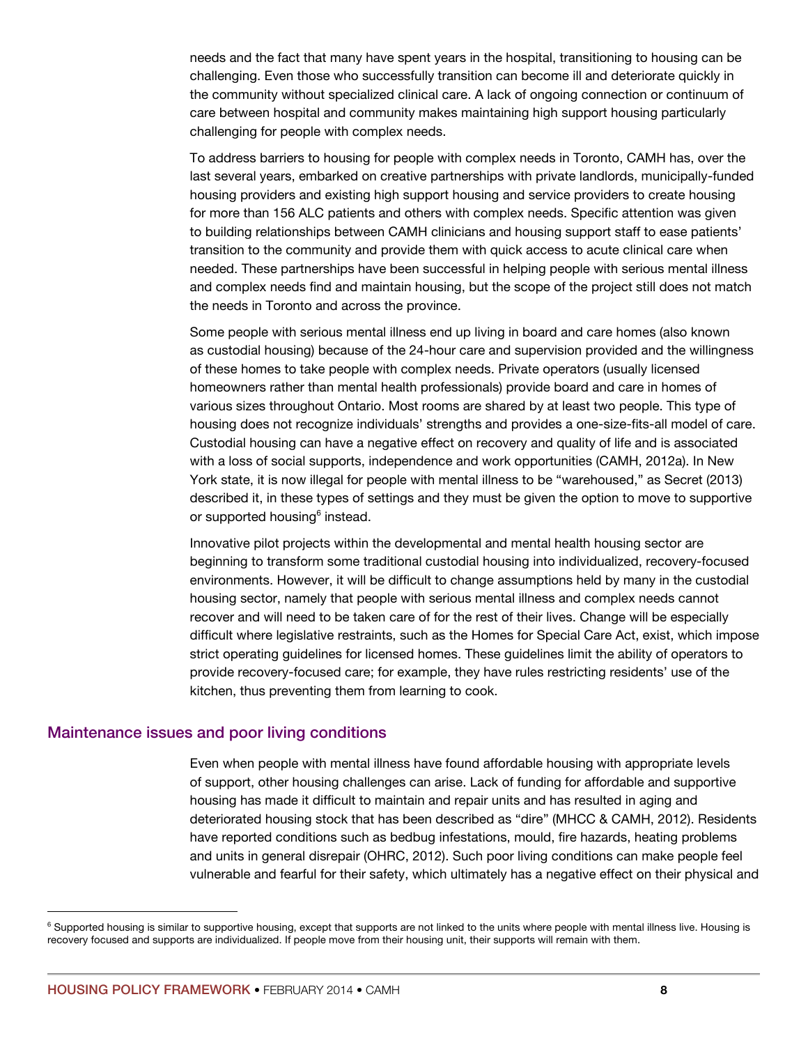needs and the fact that many have spent years in the hospital, transitioning to housing can be challenging. Even those who successfully transition can become ill and deteriorate quickly in the community without specialized clinical care. A lack of ongoing connection or continuum of care between hospital and community makes maintaining high support housing particularly challenging for people with complex needs.

To address barriers to housing for people with complex needs in Toronto, CAMH has, over the last several years, embarked on creative partnerships with private landlords, municipally-funded housing providers and existing high support housing and service providers to create housing for more than 156 ALC patients and others with complex needs. Specific attention was given to building relationships between CAMH clinicians and housing support staff to ease patients' transition to the community and provide them with quick access to acute clinical care when needed. These partnerships have been successful in helping people with serious mental illness and complex needs find and maintain housing, but the scope of the project still does not match the needs in Toronto and across the province.

Some people with serious mental illness end up living in board and care homes (also known as custodial housing) because of the 24-hour care and supervision provided and the willingness of these homes to take people with complex needs. Private operators (usually licensed homeowners rather than mental health professionals) provide board and care in homes of various sizes throughout Ontario. Most rooms are shared by at least two people. This type of housing does not recognize individuals' strengths and provides a one-size-fits-all model of care. Custodial housing can have a negative effect on recovery and quality of life and is associated with a loss of social supports, independence and work opportunities (CAMH, 2012a). In New York state, it is now illegal for people with mental illness to be "warehoused," as Secret (2013) described it, in these types of settings and they must be given the option to move to supportive or supported housing[6] instead.

Innovative pilot projects within the developmental and mental health housing sector are beginning to transform some traditional custodial housing into individualized, recovery-focused environments. However, it will be difficult to change assumptions held by many in the custodial housing sector, namely that people with serious mental illness and complex needs cannot recover and will need to be taken care of for the rest of their lives. Change will be especially difficult where legislative restraints, such as the Homes for Special Care Act, exist, which impose strict operating guidelines for licensed homes. These guidelines limit the ability of operators to provide recovery-focused care; for example, they have rules restricting residents' use of the kitchen, thus preventing them from learning to cook.

## Maintenance issues and poor living conditions

Even when people with mental illness have found affordable housing with appropriate levels of support, other housing challenges can arise. Lack of funding for affordable and supportive housing has made it difficult to maintain and repair units and has resulted in aging and deteriorated housing stock that has been described as "dire" (MHCC & CAMH, 2012). Residents have reported conditions such as bedbug infestations, mould, fire hazards, heating problems and units in general disrepair (OHRC, 2012). Such poor living conditions can make people feel vulnerable and fearful for their safety, which ultimately has a negative effect on their physical and

---

[6] Supported housing is similar to supportive housing, except that supports are not linked to the units where people with mental illness live. Housing is recovery focused and supports are individualized. If people move from their housing unit, their supports will remain with them.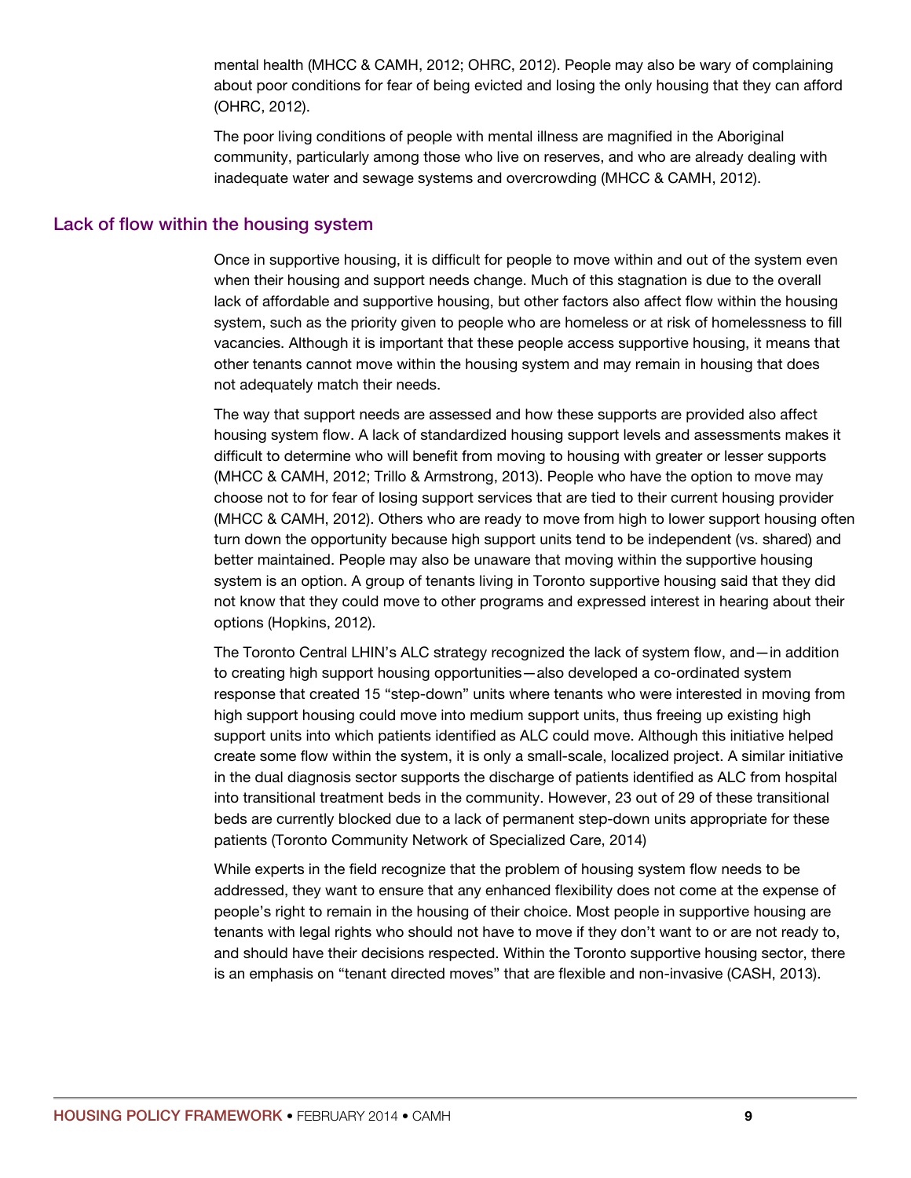mental health (MHCC & CAMH, 2012; OHRC, 2012). People may also be wary of complaining about poor conditions for fear of being evicted and losing the only housing that they can afford (OHRC, 2012).

The poor living conditions of people with mental illness are magnified in the Aboriginal community, particularly among those who live on reserves, and who are already dealing with inadequate water and sewage systems and overcrowding (MHCC & CAMH, 2012).

## Lack of flow within the housing system

Once in supportive housing, it is difficult for people to move within and out of the system even when their housing and support needs change. Much of this stagnation is due to the overall lack of affordable and supportive housing, but other factors also affect flow within the housing system, such as the priority given to people who are homeless or at risk of homelessness to fill vacancies. Although it is important that these people access supportive housing, it means that other tenants cannot move within the housing system and may remain in housing that does not adequately match their needs.

The way that support needs are assessed and how these supports are provided also affect housing system flow. A lack of standardized housing support levels and assessments makes it difficult to determine who will benefit from moving to housing with greater or lesser supports (MHCC & CAMH, 2012; Trillo & Armstrong, 2013). People who have the option to move may choose not to for fear of losing support services that are tied to their current housing provider (MHCC & CAMH, 2012). Others who are ready to move from high to lower support housing often turn down the opportunity because high support units tend to be independent (vs. shared) and better maintained. People may also be unaware that moving within the supportive housing system is an option. A group of tenants living in Toronto supportive housing said that they did not know that they could move to other programs and expressed interest in hearing about their options (Hopkins, 2012).

The Toronto Central LHIN's ALC strategy recognized the lack of system flow, and—in addition to creating high support housing opportunities—also developed a co-ordinated system response that created 15 "step-down" units where tenants who were interested in moving from high support housing could move into medium support units, thus freeing up existing high support units into which patients identified as ALC could move. Although this initiative helped create some flow within the system, it is only a small-scale, localized project. A similar initiative in the dual diagnosis sector supports the discharge of patients identified as ALC from hospital into transitional treatment beds in the community. However, 23 out of 29 of these transitional beds are currently blocked due to a lack of permanent step-down units appropriate for these patients (Toronto Community Network of Specialized Care, 2014)

While experts in the field recognize that the problem of housing system flow needs to be addressed, they want to ensure that any enhanced flexibility does not come at the expense of people's right to remain in the housing of their choice. Most people in supportive housing are tenants with legal rights who should not have to move if they don't want to or are not ready to, and should have their decisions respected. Within the Toronto supportive housing sector, there is an emphasis on "tenant directed moves" that are flexible and non-invasive (CASH, 2013).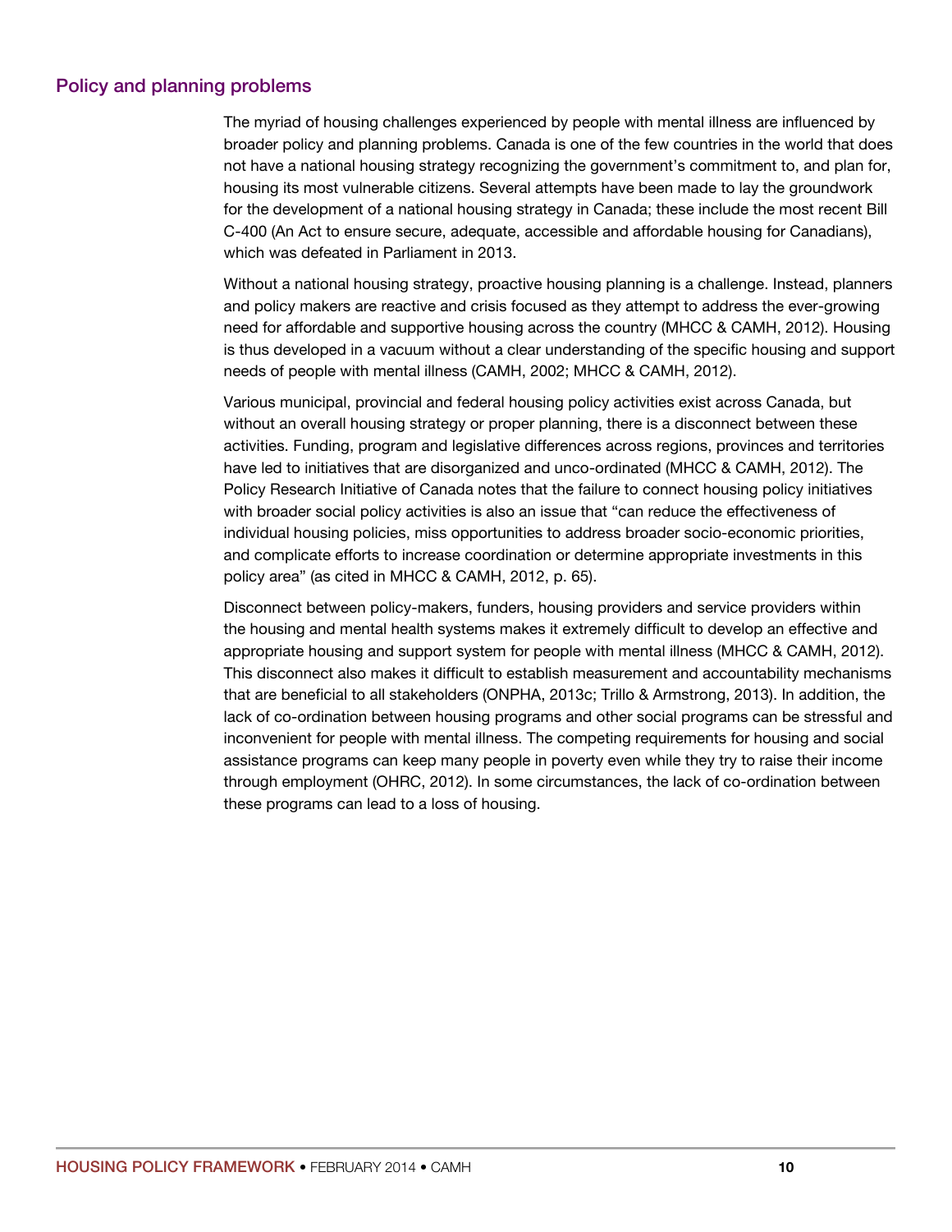## Policy and planning problems

The myriad of housing challenges experienced by people with mental illness are influenced by broader policy and planning problems. Canada is one of the few countries in the world that does not have a national housing strategy recognizing the government's commitment to, and plan for, housing its most vulnerable citizens. Several attempts have been made to lay the groundwork for the development of a national housing strategy in Canada; these include the most recent Bill C-400 (An Act to ensure secure, adequate, accessible and affordable housing for Canadians), which was defeated in Parliament in 2013.

Without a national housing strategy, proactive housing planning is a challenge. Instead, planners and policy makers are reactive and crisis focused as they attempt to address the ever-growing need for affordable and supportive housing across the country (MHCC & CAMH, 2012). Housing is thus developed in a vacuum without a clear understanding of the specific housing and support needs of people with mental illness (CAMH, 2002; MHCC & CAMH, 2012).

Various municipal, provincial and federal housing policy activities exist across Canada, but without an overall housing strategy or proper planning, there is a disconnect between these activities. Funding, program and legislative differences across regions, provinces and territories have led to initiatives that are disorganized and unco-ordinated (MHCC & CAMH, 2012). The Policy Research Initiative of Canada notes that the failure to connect housing policy initiatives with broader social policy activities is also an issue that "can reduce the effectiveness of individual housing policies, miss opportunities to address broader socio-economic priorities, and complicate efforts to increase coordination or determine appropriate investments in this policy area" (as cited in MHCC & CAMH, 2012, p. 65).

Disconnect between policy-makers, funders, housing providers and service providers within the housing and mental health systems makes it extremely difficult to develop an effective and appropriate housing and support system for people with mental illness (MHCC & CAMH, 2012). This disconnect also makes it difficult to establish measurement and accountability mechanisms that are beneficial to all stakeholders (ONPHA, 2013c; Trillo & Armstrong, 2013). In addition, the lack of co-ordination between housing programs and other social programs can be stressful and inconvenient for people with mental illness. The competing requirements for housing and social assistance programs can keep many people in poverty even while they try to raise their income through employment (OHRC, 2012). In some circumstances, the lack of co-ordination between these programs can lead to a loss of housing.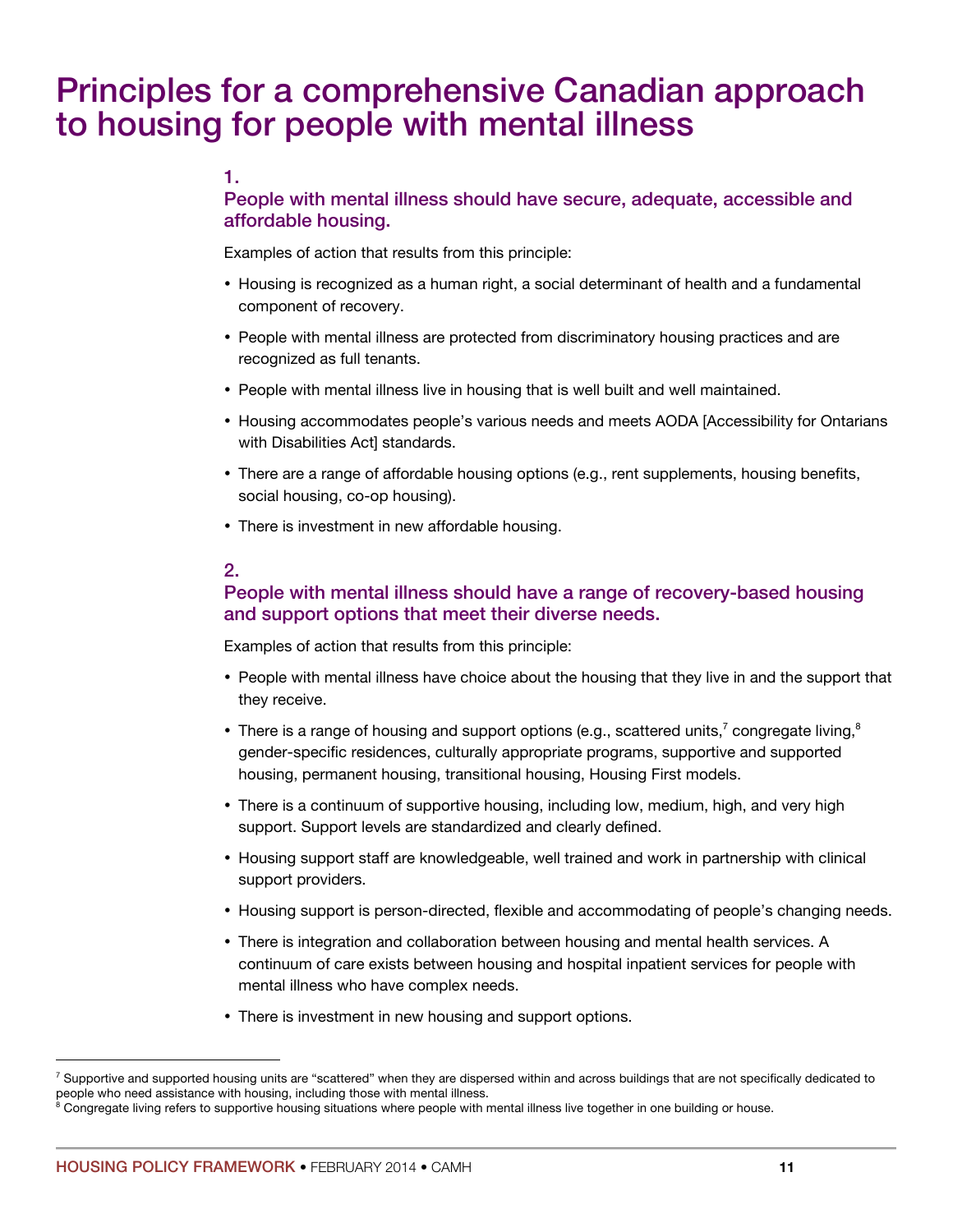# Principles for a comprehensive Canadian approach to housing for people with mental illness

### 1. People with mental illness should have secure, adequate, accessible and affordable housing.

Examples of action that results from this principle:

- Housing is recognized as a human right, a social determinant of health and a fundamental component of recovery.
- People with mental illness are protected from discriminatory housing practices and are recognized as full tenants.
- People with mental illness live in housing that is well built and well maintained.
- Housing accommodates people's various needs and meets AODA [Accessibility for Ontarians with Disabilities Act] standards.
- There are a range of affordable housing options (e.g., rent supplements, housing benefits, social housing, co-op housing).
- There is investment in new affordable housing.

### 2. People with mental illness should have a range of recovery-based housing and support options that meet their diverse needs.

Examples of action that results from this principle:

- People with mental illness have choice about the housing that they live in and the support that they receive.
- There is a range of housing and support options (e.g., scattered units,[7] congregate living,[8] gender-specific residences, culturally appropriate programs, supportive and supported housing, permanent housing, transitional housing, Housing First models.
- There is a continuum of supportive housing, including low, medium, high, and very high support. Support levels are standardized and clearly defined.
- Housing support staff are knowledgeable, well trained and work in partnership with clinical support providers.
- Housing support is person-directed, flexible and accommodating of people's changing needs.
- There is integration and collaboration between housing and mental health services. A continuum of care exists between housing and hospital inpatient services for people with mental illness who have complex needs.
- There is investment in new housing and support options.

---

[7] Supportive and supported housing units are "scattered" when they are dispersed within and across buildings that are not specifically dedicated to people who need assistance with housing, including those with mental illness.

[8] Congregate living refers to supportive housing situations where people with mental illness live together in one building or house.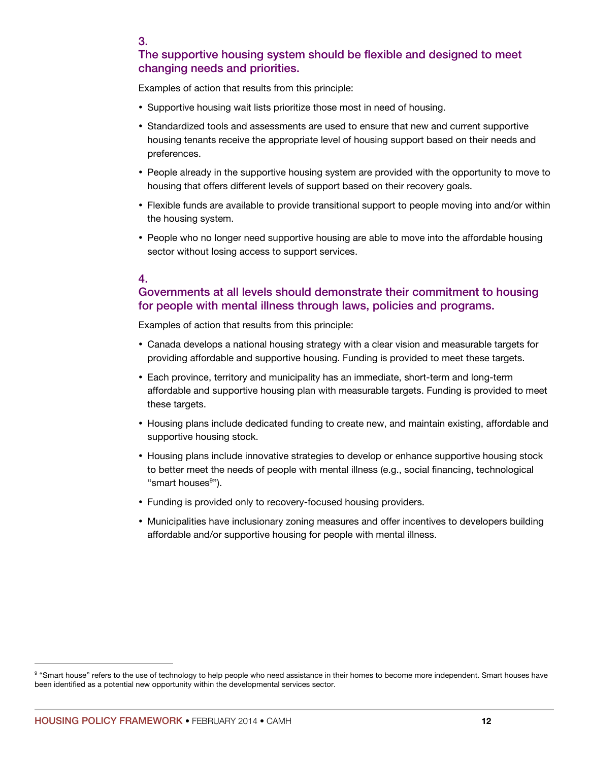### 3. The supportive housing system should be flexible and designed to meet changing needs and priorities.

Examples of action that results from this principle:

- Supportive housing wait lists prioritize those most in need of housing.
- Standardized tools and assessments are used to ensure that new and current supportive housing tenants receive the appropriate level of housing support based on their needs and preferences.
- People already in the supportive housing system are provided with the opportunity to move to housing that offers different levels of support based on their recovery goals.
- Flexible funds are available to provide transitional support to people moving into and/or within the housing system.
- People who no longer need supportive housing are able to move into the affordable housing sector without losing access to support services.

### 4. Governments at all levels should demonstrate their commitment to housing for people with mental illness through laws, policies and programs.

Examples of action that results from this principle:

- Canada develops a national housing strategy with a clear vision and measurable targets for providing affordable and supportive housing. Funding is provided to meet these targets.
- Each province, territory and municipality has an immediate, short-term and long-term affordable and supportive housing plan with measurable targets. Funding is provided to meet these targets.
- Housing plans include dedicated funding to create new, and maintain existing, affordable and supportive housing stock.
- Housing plans include innovative strategies to develop or enhance supportive housing stock to better meet the needs of people with mental illness (e.g., social financing, technological "smart houses[9]").
- Funding is provided only to recovery-focused housing providers.
- Municipalities have inclusionary zoning measures and offer incentives to developers building affordable and/or supportive housing for people with mental illness.

---

[9] "Smart house" refers to the use of technology to help people who need assistance in their homes to become more independent. Smart houses have been identified as a potential new opportunity within the developmental services sector.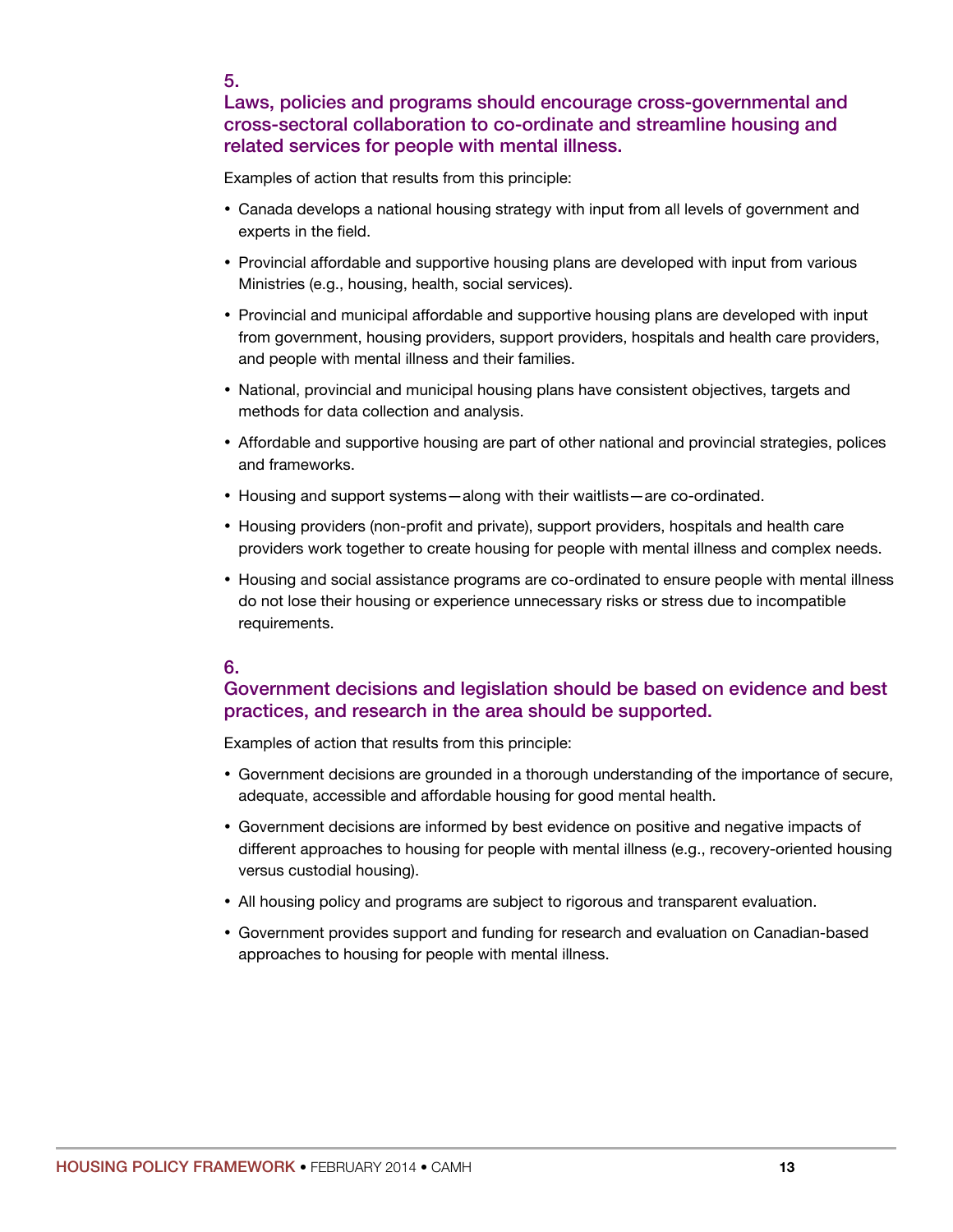### 5. Laws, policies and programs should encourage cross-governmental and cross-sectoral collaboration to co-ordinate and streamline housing and related services for people with mental illness.

Examples of action that results from this principle:

- Canada develops a national housing strategy with input from all levels of government and experts in the field.
- Provincial affordable and supportive housing plans are developed with input from various Ministries (e.g., housing, health, social services).
- Provincial and municipal affordable and supportive housing plans are developed with input from government, housing providers, support providers, hospitals and health care providers, and people with mental illness and their families.
- National, provincial and municipal housing plans have consistent objectives, targets and methods for data collection and analysis.
- Affordable and supportive housing are part of other national and provincial strategies, polices and frameworks.
- Housing and support systems—along with their waitlists—are co-ordinated.
- Housing providers (non-profit and private), support providers, hospitals and health care providers work together to create housing for people with mental illness and complex needs.
- Housing and social assistance programs are co-ordinated to ensure people with mental illness do not lose their housing or experience unnecessary risks or stress due to incompatible requirements.

### 6. Government decisions and legislation should be based on evidence and best practices, and research in the area should be supported.

Examples of action that results from this principle:

- Government decisions are grounded in a thorough understanding of the importance of secure, adequate, accessible and affordable housing for good mental health.
- Government decisions are informed by best evidence on positive and negative impacts of different approaches to housing for people with mental illness (e.g., recovery-oriented housing versus custodial housing).
- All housing policy and programs are subject to rigorous and transparent evaluation.
- Government provides support and funding for research and evaluation on Canadian-based approaches to housing for people with mental illness.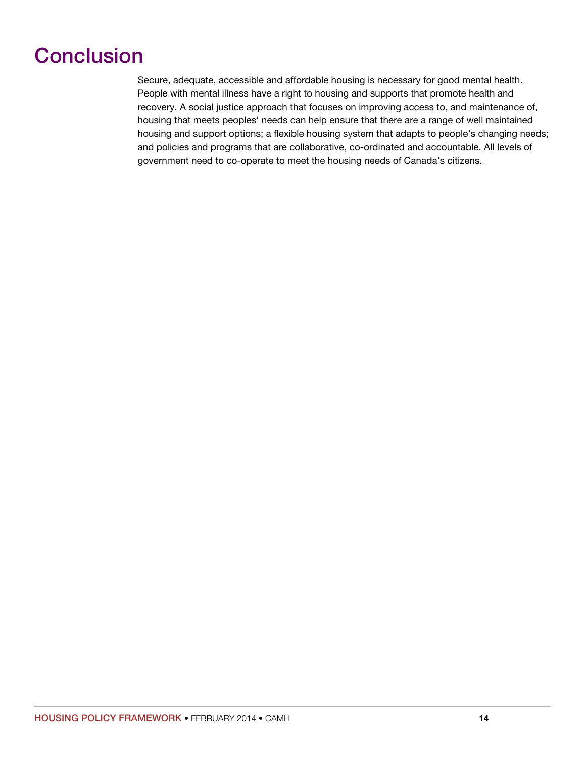# Conclusion

Secure, adequate, accessible and affordable housing is necessary for good mental health. People with mental illness have a right to housing and supports that promote health and recovery. A social justice approach that focuses on improving access to, and maintenance of, housing that meets peoples' needs can help ensure that there are a range of well maintained housing and support options; a flexible housing system that adapts to people's changing needs; and policies and programs that are collaborative, co-ordinated and accountable. All levels of government need to co-operate to meet the housing needs of Canada's citizens.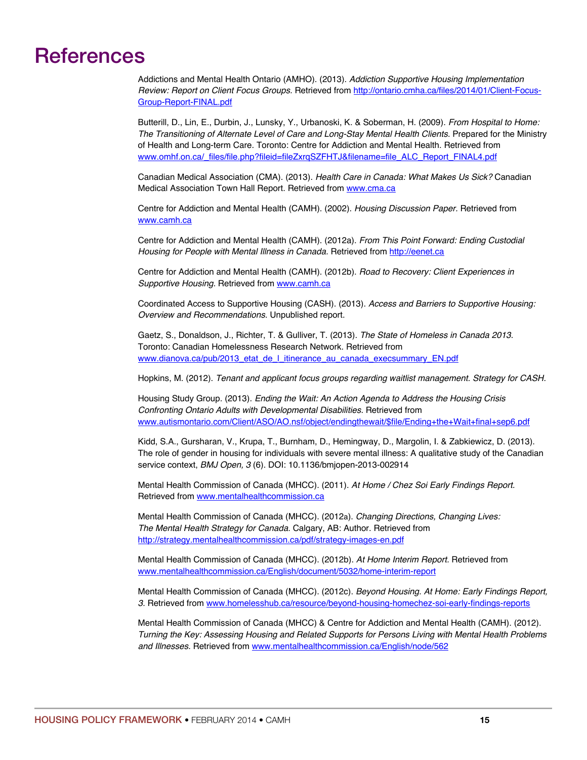# References

Addictions and Mental Health Ontario (AMHO). (2013). *Addiction Supportive Housing Implementation Review: Report on Client Focus Groups.* Retrieved from http://ontario.cmha.ca/files/2014/01/Client-Focus-Group-Report-FINAL.pdf

Butterill, D., Lin, E., Durbin, J., Lunsky, Y., Urbanoski, K. & Soberman, H. (2009). *From Hospital to Home: The Transitioning of Alternate Level of Care and Long-Stay Mental Health Clients.* Prepared for the Ministry of Health and Long-term Care. Toronto: Centre for Addiction and Mental Health. Retrieved from www.omhf.on.ca/_files/file.php?fileid=fileZxrqSZFHTJ&filename=file_ALC_Report_FINAL4.pdf

Canadian Medical Association (CMA). (2013). *Health Care in Canada: What Makes Us Sick?* Canadian Medical Association Town Hall Report. Retrieved from www.cma.ca

Centre for Addiction and Mental Health (CAMH). (2002). *Housing Discussion Paper.* Retrieved from www.camh.ca

Centre for Addiction and Mental Health (CAMH). (2012a). *From This Point Forward: Ending Custodial Housing for People with Mental Illness in Canada.* Retrieved from http://eenet.ca

Centre for Addiction and Mental Health (CAMH). (2012b). *Road to Recovery: Client Experiences in Supportive Housing.* Retrieved from www.camh.ca

Coordinated Access to Supportive Housing (CASH). (2013). *Access and Barriers to Supportive Housing: Overview and Recommendations.* Unpublished report.

Gaetz, S., Donaldson, J., Richter, T. & Gulliver, T. (2013). *The State of Homeless in Canada 2013.* Toronto: Canadian Homelessness Research Network. Retrieved from www.dianova.ca/pub/2013_etat_de_l_itinerance_au_canada_execsummary_EN.pdf

Hopkins, M. (2012). *Tenant and applicant focus groups regarding waitlist management. Strategy for CASH.*

Housing Study Group. (2013). *Ending the Wait: An Action Agenda to Address the Housing Crisis Confronting Ontario Adults with Developmental Disabilities.* Retrieved from www.autismontario.com/Client/ASO/AO.nsf/object/endingthewait/$file/Ending+the+Wait+final+sep6.pdf

Kidd, S.A., Gursharan, V., Krupa, T., Burnham, D., Hemingway, D., Margolin, I. & Zabkiewicz, D. (2013). The role of gender in housing for individuals with severe mental illness: A qualitative study of the Canadian service context, *BMJ Open, 3* (6). DOI: 10.1136/bmjopen-2013-002914

Mental Health Commission of Canada (MHCC). (2011). *At Home / Chez Soi Early Findings Report.* Retrieved from www.mentalhealthcommission.ca

Mental Health Commission of Canada (MHCC). (2012a). *Changing Directions, Changing Lives: The Mental Health Strategy for Canada*. Calgary, AB: Author. Retrieved from http://strategy.mentalhealthcommission.ca/pdf/strategy-images-en.pdf

Mental Health Commission of Canada (MHCC). (2012b). *At Home Interim Report.* Retrieved from www.mentalhealthcommission.ca/English/document/5032/home-interim-report

Mental Health Commission of Canada (MHCC). (2012c). *Beyond Housing. At Home: Early Findings Report, 3.* Retrieved from www.homelesshub.ca/resource/beyond-housing-homechez-soi-early-findings-reports

Mental Health Commission of Canada (MHCC) & Centre for Addiction and Mental Health (CAMH). (2012). *Turning the Key: Assessing Housing and Related Supports for Persons Living with Mental Health Problems and Illnesses.* Retrieved from www.mentalhealthcommission.ca/English/node/562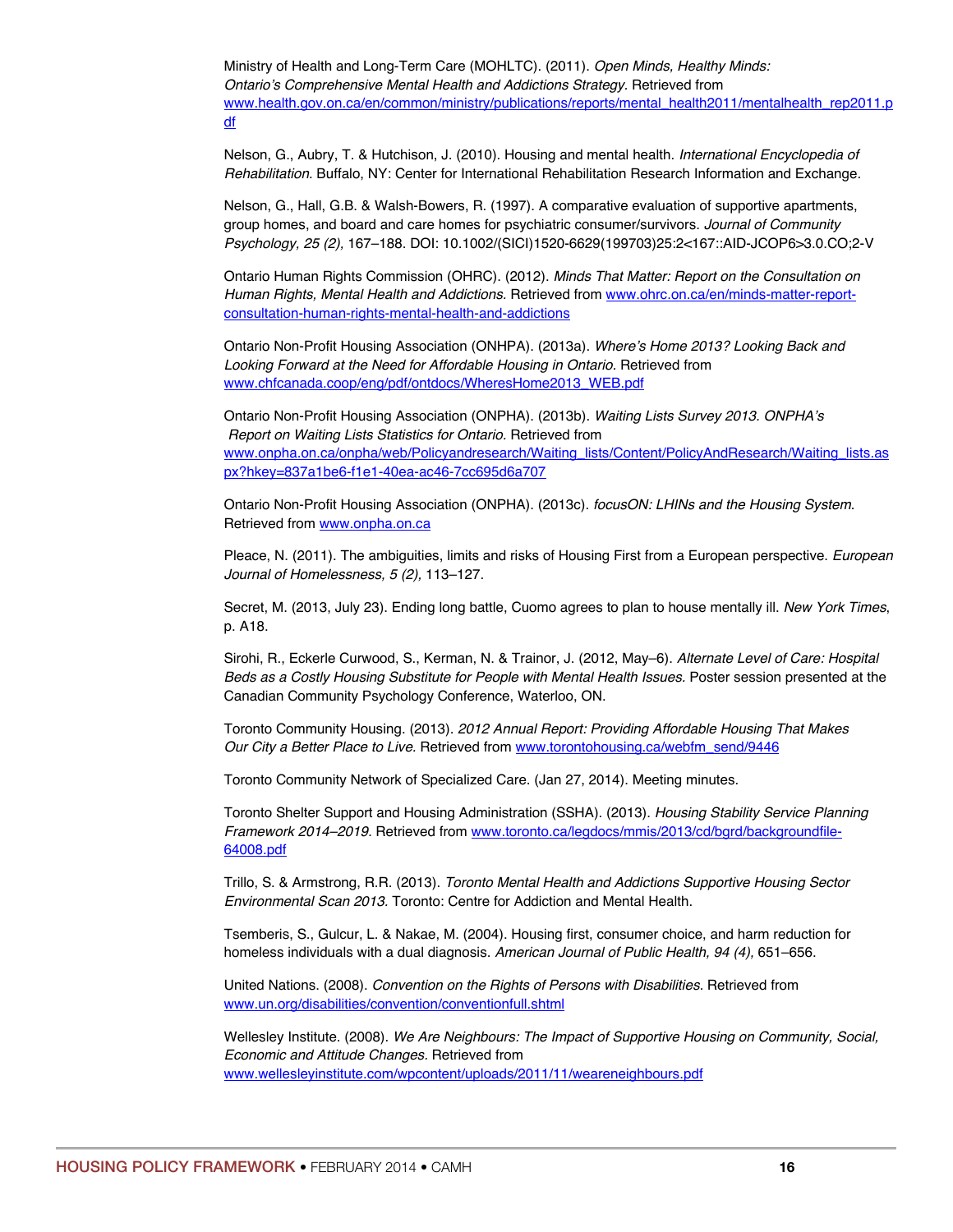Ministry of Health and Long-Term Care (MOHLTC). (2011). *Open Minds, Healthy Minds: Ontario's Comprehensive Mental Health and Addictions Strategy.* Retrieved from www.health.gov.on.ca/en/common/ministry/publications/reports/mental_health2011/mentalhealth_rep2011.pdf

Nelson, G., Aubry, T. & Hutchison, J. (2010). Housing and mental health. *International Encyclopedia of Rehabilitation.* Buffalo, NY: Center for International Rehabilitation Research Information and Exchange.

Nelson, G., Hall, G.B. & Walsh-Bowers, R. (1997). A comparative evaluation of supportive apartments, group homes, and board and care homes for psychiatric consumer/survivors. *Journal of Community Psychology, 25 (2),* 167–188. DOI: 10.1002/(SICI)1520-6629(199703)25:2<167::AID-JCOP6>3.0.CO;2-V

Ontario Human Rights Commission (OHRC). (2012). *Minds That Matter: Report on the Consultation on Human Rights, Mental Health and Addictions.* Retrieved from www.ohrc.on.ca/en/minds-matter-report-consultation-human-rights-mental-health-and-addictions

Ontario Non-Profit Housing Association (ONHPA). (2013a). *Where's Home 2013? Looking Back and Looking Forward at the Need for Affordable Housing in Ontario.* Retrieved from www.chfcanada.coop/eng/pdf/ontdocs/WheresHome2013_WEB.pdf

Ontario Non-Profit Housing Association (ONPHA). (2013b). *Waiting Lists Survey 2013. ONPHA's Report on Waiting Lists Statistics for Ontario.* Retrieved from www.onpha.on.ca/onpha/web/Policyandresearch/Waiting_lists/Content/PolicyAndResearch/Waiting_lists.aspx?hkey=837a1be6-f1e1-40ea-ac46-7cc695d6a707

Ontario Non-Profit Housing Association (ONPHA). (2013c). *focusON: LHINs and the Housing System.* Retrieved from www.onpha.on.ca

Pleace, N. (2011). The ambiguities, limits and risks of Housing First from a European perspective. *European Journal of Homelessness, 5 (2),* 113–127.

Secret, M. (2013, July 23). Ending long battle, Cuomo agrees to plan to house mentally ill. *New York Times*, p. A18.

Sirohi, R., Eckerle Curwood, S., Kerman, N. & Trainor, J. (2012, May–6). *Alternate Level of Care: Hospital Beds as a Costly Housing Substitute for People with Mental Health Issues.* Poster session presented at the Canadian Community Psychology Conference, Waterloo, ON.

Toronto Community Housing. (2013). *2012 Annual Report: Providing Affordable Housing That Makes Our City a Better Place to Live.* Retrieved from www.torontohousing.ca/webfm_send/9446

Toronto Community Network of Specialized Care. (Jan 27, 2014). Meeting minutes.

Toronto Shelter Support and Housing Administration (SSHA). (2013). *Housing Stability Service Planning Framework 2014–2019.* Retrieved from www.toronto.ca/legdocs/mmis/2013/cd/bgrd/backgroundfile-64008.pdf

Trillo, S. & Armstrong, R.R. (2013). *Toronto Mental Health and Addictions Supportive Housing Sector Environmental Scan 2013.* Toronto: Centre for Addiction and Mental Health.

Tsemberis, S., Gulcur, L. & Nakae, M. (2004). Housing first, consumer choice, and harm reduction for homeless individuals with a dual diagnosis. *American Journal of Public Health, 94 (4),* 651–656.

United Nations. (2008). *Convention on the Rights of Persons with Disabilities.* Retrieved from www.un.org/disabilities/convention/conventionfull.shtml

Wellesley Institute. (2008). *We Are Neighbours: The Impact of Supportive Housing on Community, Social, Economic and Attitude Changes.* Retrieved from www.wellesleyinstitute.com/wpcontent/uploads/2011/11/weareneighbours.pdf